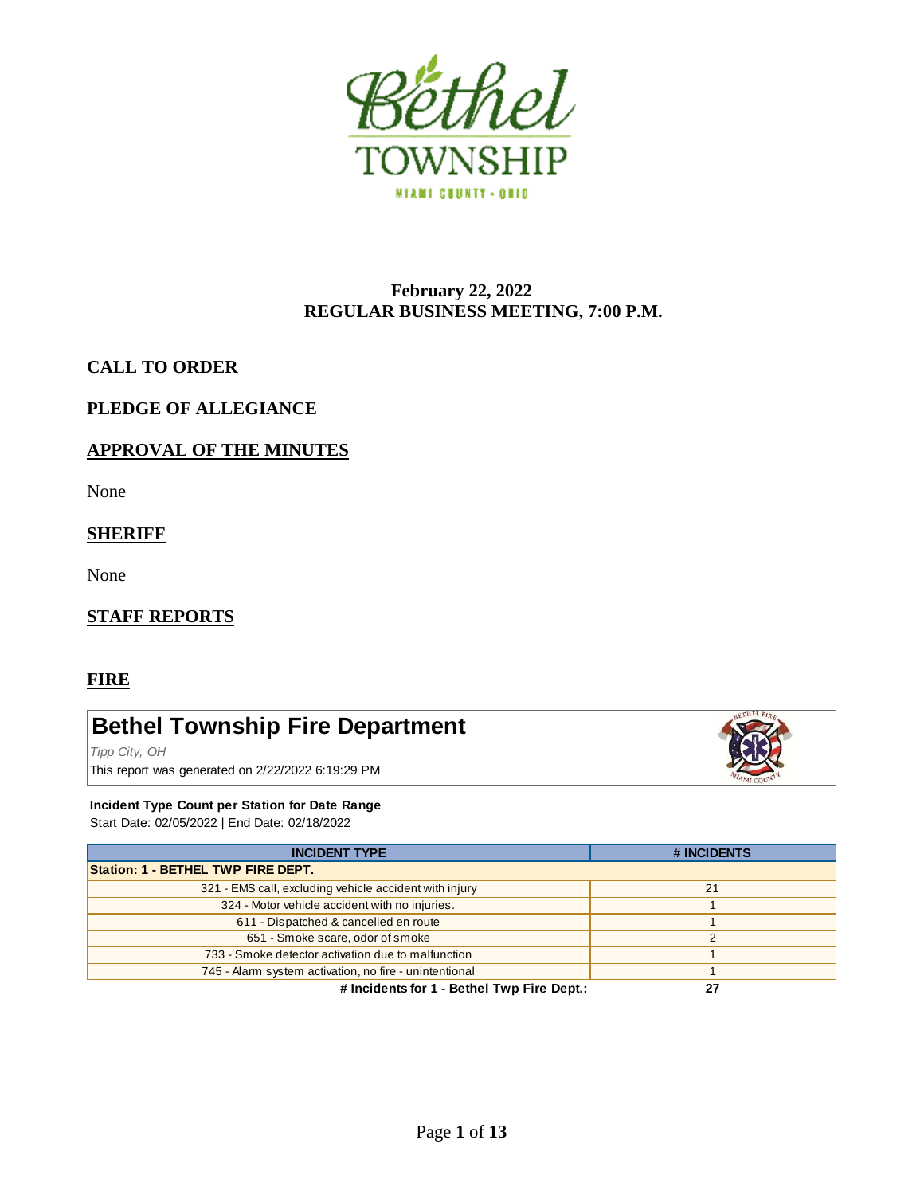Bethel TOWNSHIP

MIAMI COUNTY - OHIO

**February 22, 2022**
**REGULAR BUSINESS MEETING, 7:00 P.M.**

## CALL TO ORDER

## PLEDGE OF ALLEGIANCE

## APPROVAL OF THE MINUTES

None

## SHERIFF

None

## STAFF REPORTS

## FIRE

# Bethel Township Fire Department

*Tipp City, OH*

This report was generated on 2/22/2022 6:19:29 PM

**Incident Type Count per Station for Date Range**

Start Date: 02/05/2022 | End Date: 02/18/2022

| INCIDENT TYPE | # INCIDENTS |
|---|---|
| **Station: 1 - BETHEL TWP FIRE DEPT.** | |
| 321 - EMS call, excluding vehicle accident with injury | 21 |
| 324 - Motor vehicle accident with no injuries. | 1 |
| 611 - Dispatched & cancelled en route | 1 |
| 651 - Smoke scare, odor of smoke | 2 |
| 733 - Smoke detector activation due to malfunction | 1 |
| 745 - Alarm system activation, no fire - unintentional | 1 |
| **# Incidents for 1 - Bethel Twp Fire Dept.:** | **27** |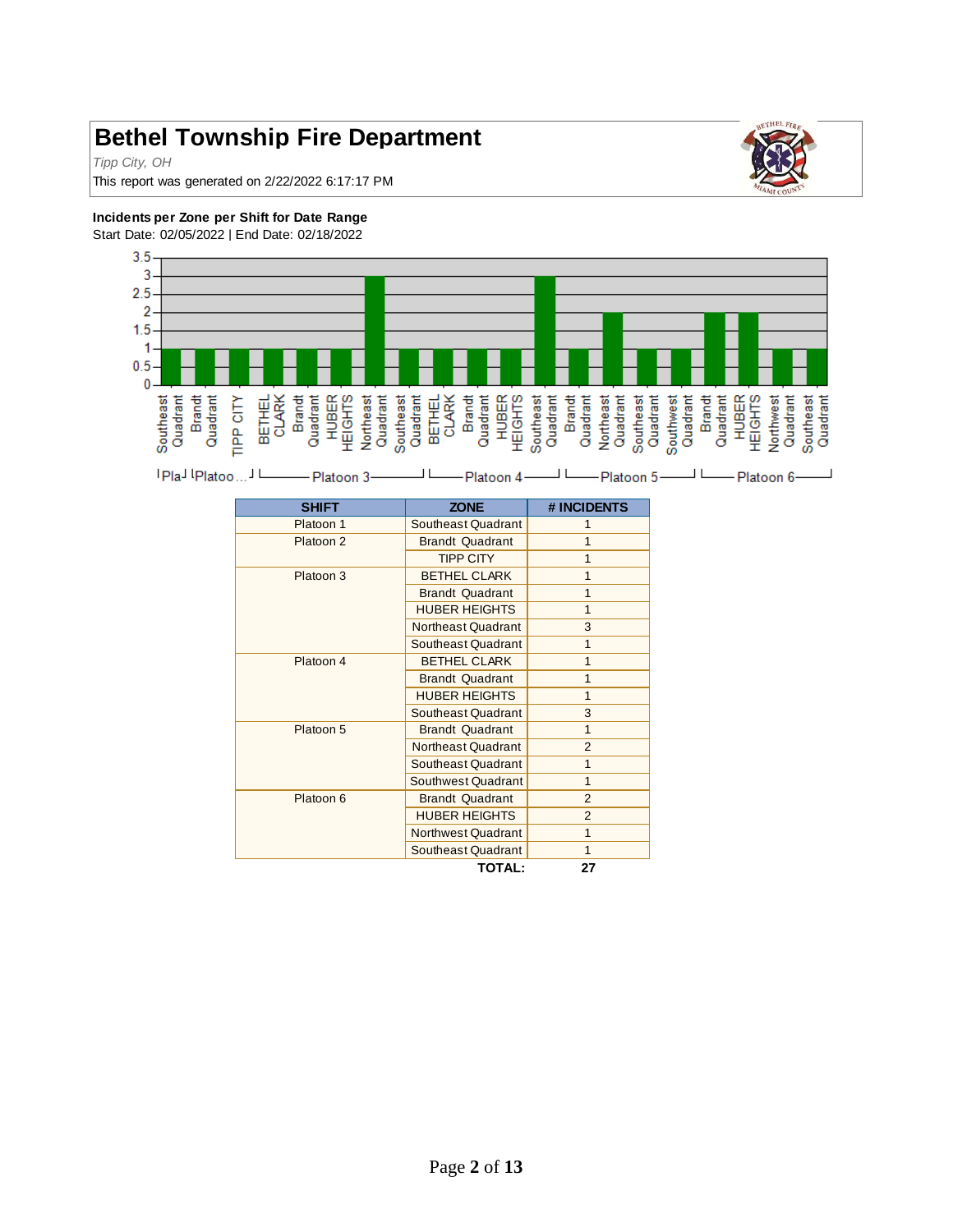# Bethel Township Fire Department

*Tipp City, OH*

This report was generated on 2/22/2022 6:17:17 PM

**Incidents per Zone per Shift for Date Range**

Start Date: 02/05/2022 | End Date: 02/18/2022

| SHIFT | ZONE | # INCIDENTS |
|---|---|---|
| Platoon 1 | Southeast Quadrant | 1 |
| Platoon 2 | Brandt Quadrant | 1 |
| | TIPP CITY | 1 |
| Platoon 3 | BETHEL CLARK | 1 |
| | Brandt Quadrant | 1 |
| | HUBER HEIGHTS | 1 |
| | Northeast Quadrant | 3 |
| | Southeast Quadrant | 1 |
| Platoon 4 | BETHEL CLARK | 1 |
| | Brandt Quadrant | 1 |
| | HUBER HEIGHTS | 1 |
| | Southeast Quadrant | 3 |
| Platoon 5 | Brandt Quadrant | 1 |
| | Northeast Quadrant | 2 |
| | Southeast Quadrant | 1 |
| | Southwest Quadrant | 1 |
| Platoon 6 | Brandt Quadrant | 2 |
| | HUBER HEIGHTS | 2 |
| | Northwest Quadrant | 1 |
| | Southeast Quadrant | 1 |
| | **TOTAL:** | **27** |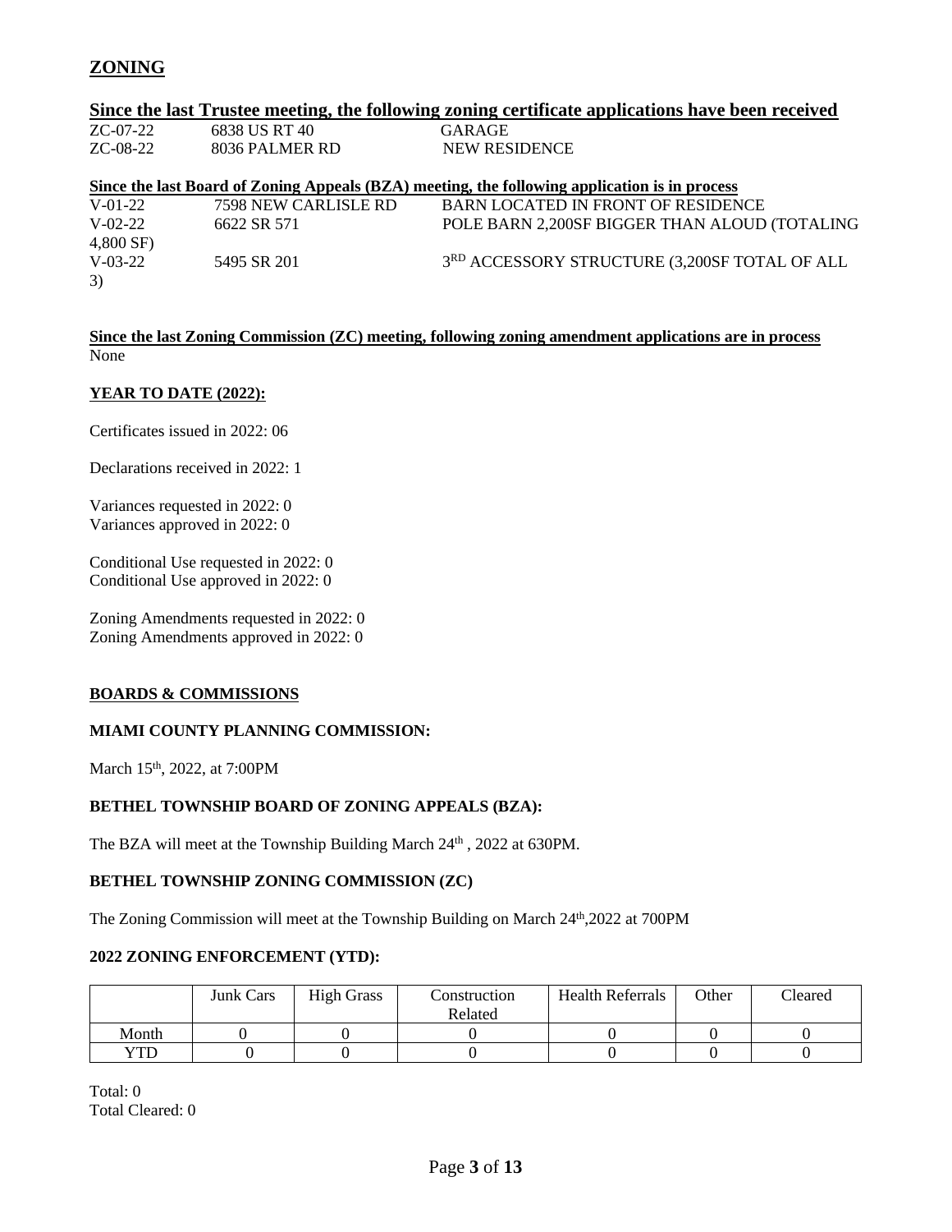## ZONING

### Since the last Trustee meeting, the following zoning certificate applications have been received

| | | |
|---|---|---|
| ZC-07-22 | 6838 US RT 40 | GARAGE |
| ZC-08-22 | 8036 PALMER RD | NEW RESIDENCE |

**Since the last Board of Zoning Appeals (BZA) meeting, the following application is in process**

| | | |
|---|---|---|
| V-01-22 | 7598 NEW CARLISLE RD | BARN LOCATED IN FRONT OF RESIDENCE |
| V-02-22 | 6622 SR 571 | POLE BARN 2,200SF BIGGER THAN ALOUD (TOTALING 4,800 SF) |
| V-03-22 | 5495 SR 201 | 3RD ACCESSORY STRUCTURE (3,200SF TOTAL OF ALL 3) |

**Since the last Zoning Commission (ZC) meeting, following zoning amendment applications are in process**

None

**YEAR TO DATE (2022):**

Certificates issued in 2022: 06

Declarations received in 2022: 1

Variances requested in 2022: 0
Variances approved in 2022: 0

Conditional Use requested in 2022: 0
Conditional Use approved in 2022: 0

Zoning Amendments requested in 2022: 0
Zoning Amendments approved in 2022: 0

**BOARDS & COMMISSIONS**

**MIAMI COUNTY PLANNING COMMISSION:**

March 15th, 2022, at 7:00PM

**BETHEL TOWNSHIP BOARD OF ZONING APPEALS (BZA):**

The BZA will meet at the Township Building March 24th , 2022 at 630PM.

**BETHEL TOWNSHIP ZONING COMMISSION (ZC)**

The Zoning Commission will meet at the Township Building on March 24th,2022 at 700PM

**2022 ZONING ENFORCEMENT (YTD):**

| | Junk Cars | High Grass | Construction Related | Health Referrals | Other | Cleared |
|---|---|---|---|---|---|---|
| Month | 0 | 0 | 0 | 0 | 0 | 0 |
| YTD | 0 | 0 | 0 | 0 | 0 | 0 |

Total: 0
Total Cleared: 0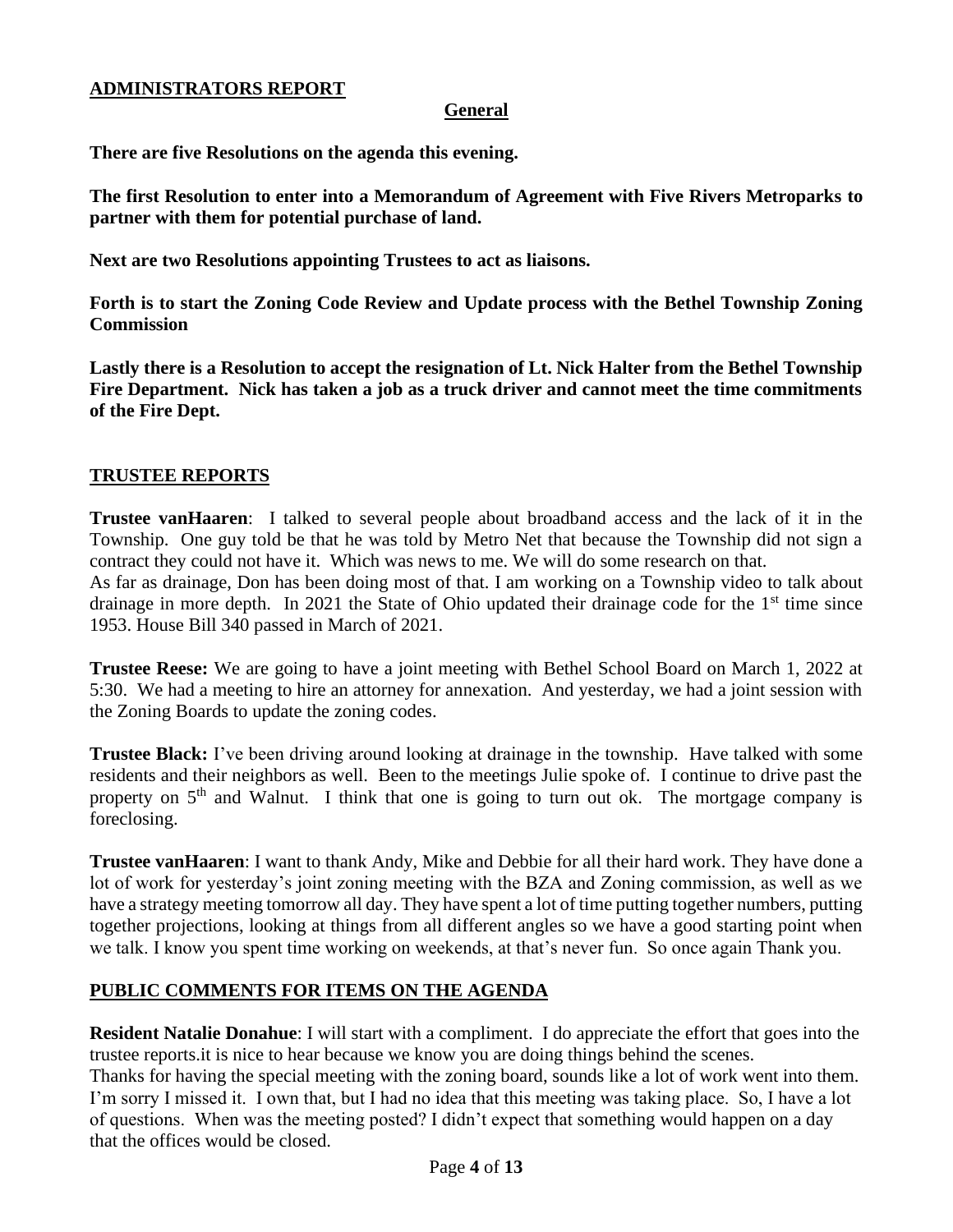## ADMINISTRATORS REPORT

**General**

**There are five Resolutions on the agenda this evening.**

**The first Resolution to enter into a Memorandum of Agreement with Five Rivers Metroparks to partner with them for potential purchase of land.**

**Next are two Resolutions appointing Trustees to act as liaisons.**

**Forth is to start the Zoning Code Review and Update process with the Bethel Township Zoning Commission**

**Lastly there is a Resolution to accept the resignation of Lt. Nick Halter from the Bethel Township Fire Department. Nick has taken a job as a truck driver and cannot meet the time commitments of the Fire Dept.**

## TRUSTEE REPORTS

**Trustee vanHaaren**: I talked to several people about broadband access and the lack of it in the Township. One guy told be that he was told by Metro Net that because the Township did not sign a contract they could not have it. Which was news to me. We will do some research on that.
As far as drainage, Don has been doing most of that. I am working on a Township video to talk about drainage in more depth. In 2021 the State of Ohio updated their drainage code for the 1st time since 1953. House Bill 340 passed in March of 2021.

**Trustee Reese:** We are going to have a joint meeting with Bethel School Board on March 1, 2022 at 5:30. We had a meeting to hire an attorney for annexation. And yesterday, we had a joint session with the Zoning Boards to update the zoning codes.

**Trustee Black:** I've been driving around looking at drainage in the township. Have talked with some residents and their neighbors as well. Been to the meetings Julie spoke of. I continue to drive past the property on 5th and Walnut. I think that one is going to turn out ok. The mortgage company is foreclosing.

**Trustee vanHaaren**: I want to thank Andy, Mike and Debbie for all their hard work. They have done a lot of work for yesterday's joint zoning meeting with the BZA and Zoning commission, as well as we have a strategy meeting tomorrow all day. They have spent a lot of time putting together numbers, putting together projections, looking at things from all different angles so we have a good starting point when we talk. I know you spent time working on weekends, at that's never fun. So once again Thank you.

## PUBLIC COMMENTS FOR ITEMS ON THE AGENDA

**Resident Natalie Donahue**: I will start with a compliment. I do appreciate the effort that goes into the trustee reports.it is nice to hear because we know you are doing things behind the scenes.
Thanks for having the special meeting with the zoning board, sounds like a lot of work went into them. I'm sorry I missed it. I own that, but I had no idea that this meeting was taking place. So, I have a lot of questions. When was the meeting posted? I didn't expect that something would happen on a day that the offices would be closed.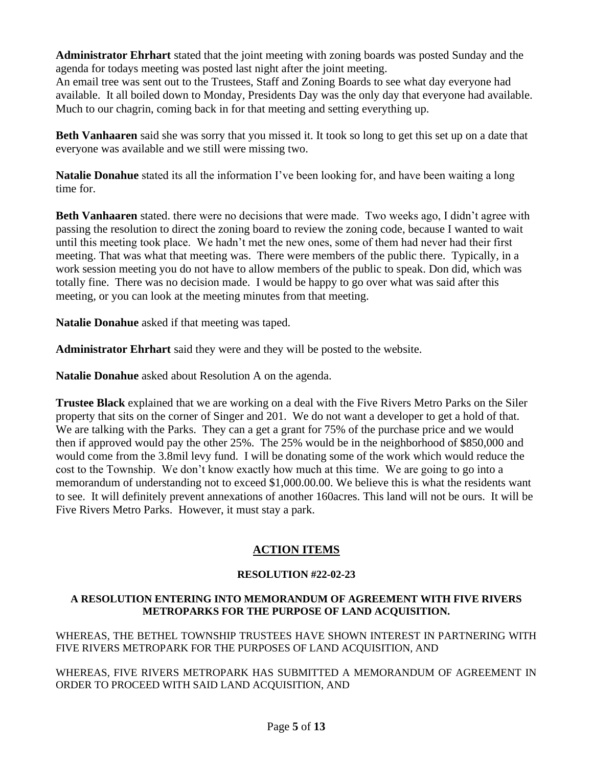**Administrator Ehrhart** stated that the joint meeting with zoning boards was posted Sunday and the agenda for todays meeting was posted last night after the joint meeting.
An email tree was sent out to the Trustees, Staff and Zoning Boards to see what day everyone had available. It all boiled down to Monday, Presidents Day was the only day that everyone had available. Much to our chagrin, coming back in for that meeting and setting everything up.

**Beth Vanhaaren** said she was sorry that you missed it. It took so long to get this set up on a date that everyone was available and we still were missing two.

**Natalie Donahue** stated its all the information I've been looking for, and have been waiting a long time for.

**Beth Vanhaaren** stated. there were no decisions that were made. Two weeks ago, I didn't agree with passing the resolution to direct the zoning board to review the zoning code, because I wanted to wait until this meeting took place. We hadn't met the new ones, some of them had never had their first meeting. That was what that meeting was. There were members of the public there. Typically, in a work session meeting you do not have to allow members of the public to speak. Don did, which was totally fine. There was no decision made. I would be happy to go over what was said after this meeting, or you can look at the meeting minutes from that meeting.

**Natalie Donahue** asked if that meeting was taped.

**Administrator Ehrhart** said they were and they will be posted to the website.

**Natalie Donahue** asked about Resolution A on the agenda.

**Trustee Black** explained that we are working on a deal with the Five Rivers Metro Parks on the Siler property that sits on the corner of Singer and 201. We do not want a developer to get a hold of that. We are talking with the Parks. They can a get a grant for 75% of the purchase price and we would then if approved would pay the other 25%. The 25% would be in the neighborhood of $850,000 and would come from the 3.8mil levy fund. I will be donating some of the work which would reduce the cost to the Township. We don't know exactly how much at this time. We are going to go into a memorandum of understanding not to exceed $1,000.00.00. We believe this is what the residents want to see. It will definitely prevent annexations of another 160acres. This land will not be ours. It will be Five Rivers Metro Parks. However, it must stay a park.

## ACTION ITEMS

### RESOLUTION #22-02-23

### A RESOLUTION ENTERING INTO MEMORANDUM OF AGREEMENT WITH FIVE RIVERS METROPARKS FOR THE PURPOSE OF LAND ACQUISITION.

WHEREAS, THE BETHEL TOWNSHIP TRUSTEES HAVE SHOWN INTEREST IN PARTNERING WITH FIVE RIVERS METROPARK FOR THE PURPOSES OF LAND ACQUISITION, AND

WHEREAS, FIVE RIVERS METROPARK HAS SUBMITTED A MEMORANDUM OF AGREEMENT IN ORDER TO PROCEED WITH SAID LAND ACQUISITION, AND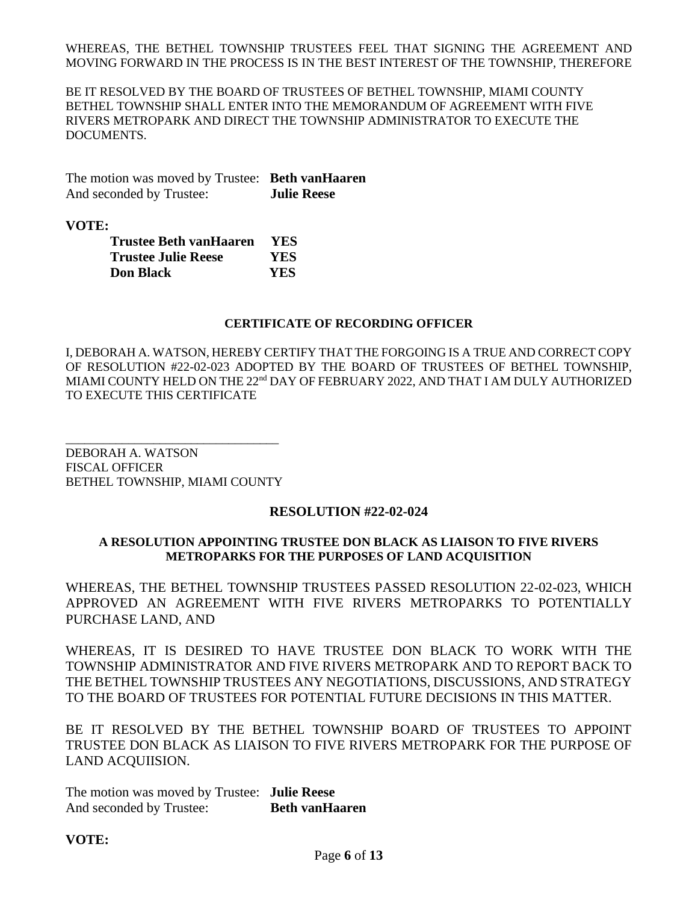WHEREAS, THE BETHEL TOWNSHIP TRUSTEES FEEL THAT SIGNING THE AGREEMENT AND MOVING FORWARD IN THE PROCESS IS IN THE BEST INTEREST OF THE TOWNSHIP, THEREFORE

BE IT RESOLVED BY THE BOARD OF TRUSTEES OF BETHEL TOWNSHIP, MIAMI COUNTY BETHEL TOWNSHIP SHALL ENTER INTO THE MEMORANDUM OF AGREEMENT WITH FIVE RIVERS METROPARK AND DIRECT THE TOWNSHIP ADMINISTRATOR TO EXECUTE THE DOCUMENTS.

The motion was moved by Trustee: **Beth vanHaaren**
And seconded by Trustee: **Julie Reese**

**VOTE:**

| | |
|---|---|
| **Trustee Beth vanHaaren** | **YES** |
| **Trustee Julie Reese** | **YES** |
| **Don Black** | **YES** |

**CERTIFICATE OF RECORDING OFFICER**

I, DEBORAH A. WATSON, HEREBY CERTIFY THAT THE FORGOING IS A TRUE AND CORRECT COPY OF RESOLUTION #22-02-023 ADOPTED BY THE BOARD OF TRUSTEES OF BETHEL TOWNSHIP, MIAMI COUNTY HELD ON THE 22nd DAY OF FEBRUARY 2022, AND THAT I AM DULY AUTHORIZED TO EXECUTE THIS CERTIFICATE

\_\_\_\_\_\_\_\_\_\_\_\_\_\_\_\_\_\_\_\_\_\_\_\_\_\_\_\_\_\_\_\_\_\_

DEBORAH A. WATSON
FISCAL OFFICER
BETHEL TOWNSHIP, MIAMI COUNTY

**RESOLUTION #22-02-024**

**A RESOLUTION APPOINTING TRUSTEE DON BLACK AS LIAISON TO FIVE RIVERS METROPARKS FOR THE PURPOSES OF LAND ACQUISITION**

WHEREAS, THE BETHEL TOWNSHIP TRUSTEES PASSED RESOLUTION 22-02-023, WHICH APPROVED AN AGREEMENT WITH FIVE RIVERS METROPARKS TO POTENTIALLY PURCHASE LAND, AND

WHEREAS, IT IS DESIRED TO HAVE TRUSTEE DON BLACK TO WORK WITH THE TOWNSHIP ADMINISTRATOR AND FIVE RIVERS METROPARK AND TO REPORT BACK TO THE BETHEL TOWNSHIP TRUSTEES ANY NEGOTIATIONS, DISCUSSIONS, AND STRATEGY TO THE BOARD OF TRUSTEES FOR POTENTIAL FUTURE DECISIONS IN THIS MATTER.

BE IT RESOLVED BY THE BETHEL TOWNSHIP BOARD OF TRUSTEES TO APPOINT TRUSTEE DON BLACK AS LIAISON TO FIVE RIVERS METROPARK FOR THE PURPOSE OF LAND ACQUIISION.

The motion was moved by Trustee: **Julie Reese**
And seconded by Trustee: **Beth vanHaaren**

**VOTE:**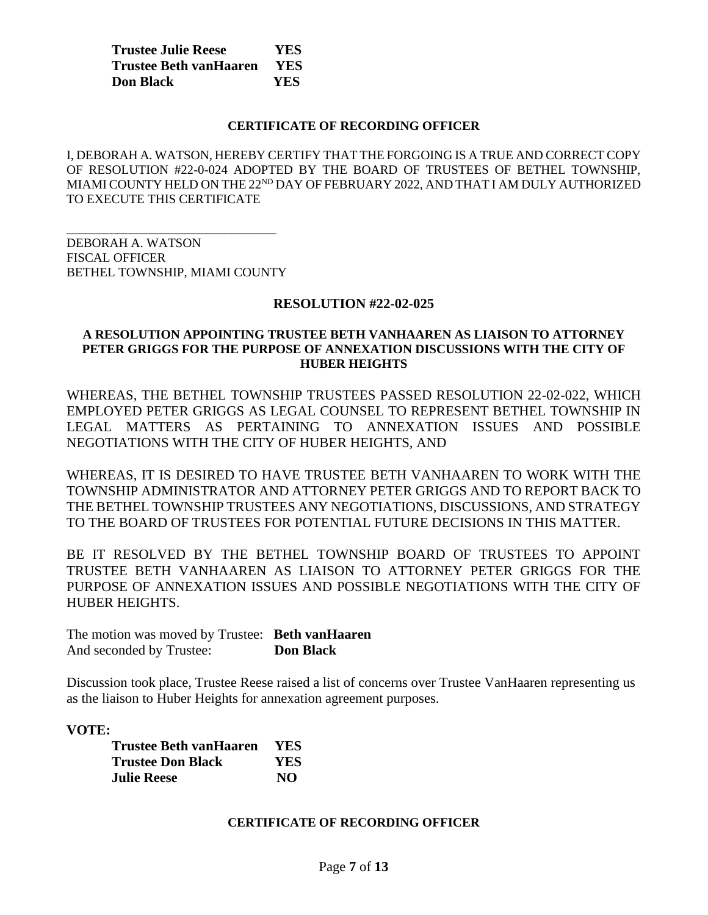**Trustee Julie Reese YES**
**Trustee Beth vanHaaren YES**
**Don Black YES**

**CERTIFICATE OF RECORDING OFFICER**

I, DEBORAH A. WATSON, HEREBY CERTIFY THAT THE FORGOING IS A TRUE AND CORRECT COPY OF RESOLUTION #22-0-024 ADOPTED BY THE BOARD OF TRUSTEES OF BETHEL TOWNSHIP, MIAMI COUNTY HELD ON THE 22ND DAY OF FEBRUARY 2022, AND THAT I AM DULY AUTHORIZED TO EXECUTE THIS CERTIFICATE

\_\_\_\_\_\_\_\_\_\_\_\_\_\_\_\_\_\_\_\_\_\_\_\_\_\_\_\_\_\_\_\_
DEBORAH A. WATSON
FISCAL OFFICER
BETHEL TOWNSHIP, MIAMI COUNTY

## RESOLUTION #22-02-025

**A RESOLUTION APPOINTING TRUSTEE BETH VANHAAREN AS LIAISON TO ATTORNEY PETER GRIGGS FOR THE PURPOSE OF ANNEXATION DISCUSSIONS WITH THE CITY OF HUBER HEIGHTS**

WHEREAS, THE BETHEL TOWNSHIP TRUSTEES PASSED RESOLUTION 22-02-022, WHICH EMPLOYED PETER GRIGGS AS LEGAL COUNSEL TO REPRESENT BETHEL TOWNSHIP IN LEGAL MATTERS AS PERTAINING TO ANNEXATION ISSUES AND POSSIBLE NEGOTIATIONS WITH THE CITY OF HUBER HEIGHTS, AND

WHEREAS, IT IS DESIRED TO HAVE TRUSTEE BETH VANHAAREN TO WORK WITH THE TOWNSHIP ADMINISTRATOR AND ATTORNEY PETER GRIGGS AND TO REPORT BACK TO THE BETHEL TOWNSHIP TRUSTEES ANY NEGOTIATIONS, DISCUSSIONS, AND STRATEGY TO THE BOARD OF TRUSTEES FOR POTENTIAL FUTURE DECISIONS IN THIS MATTER.

BE IT RESOLVED BY THE BETHEL TOWNSHIP BOARD OF TRUSTEES TO APPOINT TRUSTEE BETH VANHAAREN AS LIAISON TO ATTORNEY PETER GRIGGS FOR THE PURPOSE OF ANNEXATION ISSUES AND POSSIBLE NEGOTIATIONS WITH THE CITY OF HUBER HEIGHTS.

The motion was moved by Trustee: **Beth vanHaaren**
And seconded by Trustee: **Don Black**

Discussion took place, Trustee Reese raised a list of concerns over Trustee VanHaaren representing us as the liaison to Huber Heights for annexation agreement purposes.

**VOTE:**

**Trustee Beth vanHaaren YES**
**Trustee Don Black YES**
**Julie Reese NO**

**CERTIFICATE OF RECORDING OFFICER**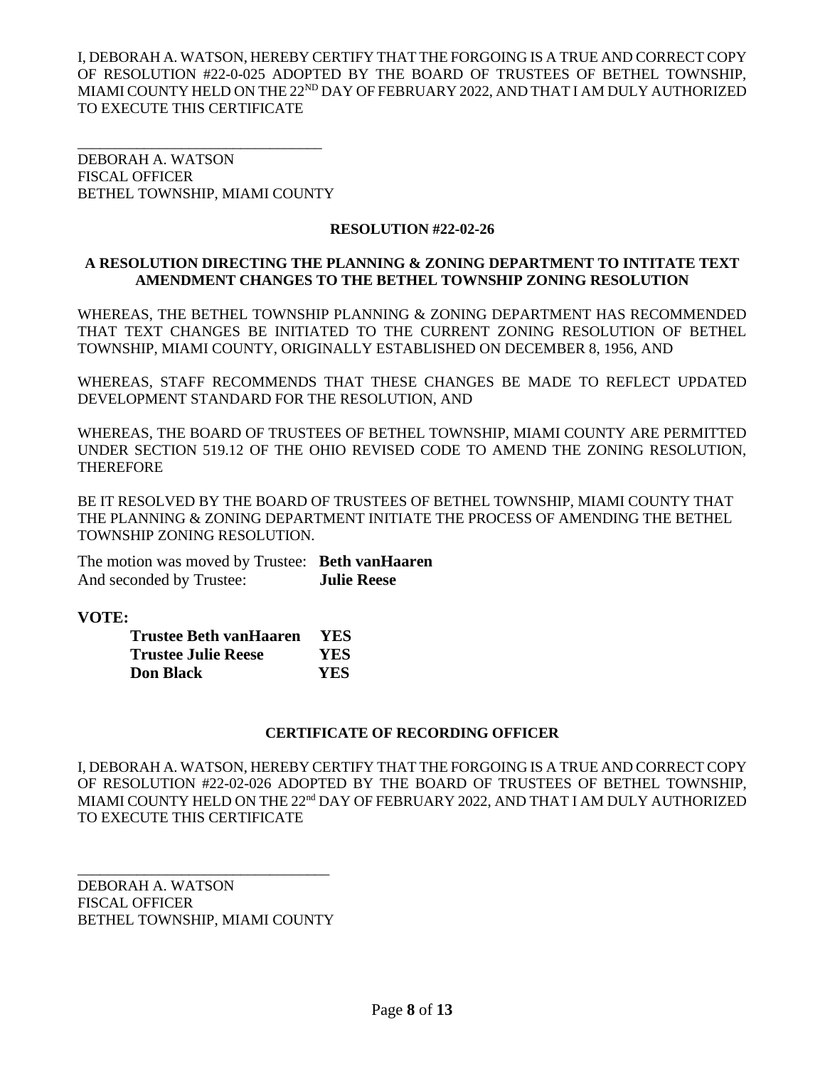I, DEBORAH A. WATSON, HEREBY CERTIFY THAT THE FORGOING IS A TRUE AND CORRECT COPY OF RESOLUTION #22-0-025 ADOPTED BY THE BOARD OF TRUSTEES OF BETHEL TOWNSHIP, MIAMI COUNTY HELD ON THE 22ND DAY OF FEBRUARY 2022, AND THAT I AM DULY AUTHORIZED TO EXECUTE THIS CERTIFICATE

\_\_\_\_\_\_\_\_\_\_\_\_\_\_\_\_\_\_\_\_\_\_\_\_\_\_\_\_\_\_\_\_\_\_
DEBORAH A. WATSON
FISCAL OFFICER
BETHEL TOWNSHIP, MIAMI COUNTY

**RESOLUTION #22-02-26**

**A RESOLUTION DIRECTING THE PLANNING & ZONING DEPARTMENT TO INTITATE TEXT AMENDMENT CHANGES TO THE BETHEL TOWNSHIP ZONING RESOLUTION**

WHEREAS, THE BETHEL TOWNSHIP PLANNING & ZONING DEPARTMENT HAS RECOMMENDED THAT TEXT CHANGES BE INITIATED TO THE CURRENT ZONING RESOLUTION OF BETHEL TOWNSHIP, MIAMI COUNTY, ORIGINALLY ESTABLISHED ON DECEMBER 8, 1956, AND

WHEREAS, STAFF RECOMMENDS THAT THESE CHANGES BE MADE TO REFLECT UPDATED DEVELOPMENT STANDARD FOR THE RESOLUTION, AND

WHEREAS, THE BOARD OF TRUSTEES OF BETHEL TOWNSHIP, MIAMI COUNTY ARE PERMITTED UNDER SECTION 519.12 OF THE OHIO REVISED CODE TO AMEND THE ZONING RESOLUTION, THEREFORE

BE IT RESOLVED BY THE BOARD OF TRUSTEES OF BETHEL TOWNSHIP, MIAMI COUNTY THAT THE PLANNING & ZONING DEPARTMENT INITIATE THE PROCESS OF AMENDING THE BETHEL TOWNSHIP ZONING RESOLUTION.

The motion was moved by Trustee: **Beth vanHaaren**
And seconded by Trustee: **Julie Reese**

**VOTE:**

| | |
|---|---|
| **Trustee Beth vanHaaren** | **YES** |
| **Trustee Julie Reese** | **YES** |
| **Don Black** | **YES** |

**CERTIFICATE OF RECORDING OFFICER**

I, DEBORAH A. WATSON, HEREBY CERTIFY THAT THE FORGOING IS A TRUE AND CORRECT COPY OF RESOLUTION #22-02-026 ADOPTED BY THE BOARD OF TRUSTEES OF BETHEL TOWNSHIP, MIAMI COUNTY HELD ON THE 22nd DAY OF FEBRUARY 2022, AND THAT I AM DULY AUTHORIZED TO EXECUTE THIS CERTIFICATE

\_\_\_\_\_\_\_\_\_\_\_\_\_\_\_\_\_\_\_\_\_\_\_\_\_\_\_\_\_\_\_\_\_\_
DEBORAH A. WATSON
FISCAL OFFICER
BETHEL TOWNSHIP, MIAMI COUNTY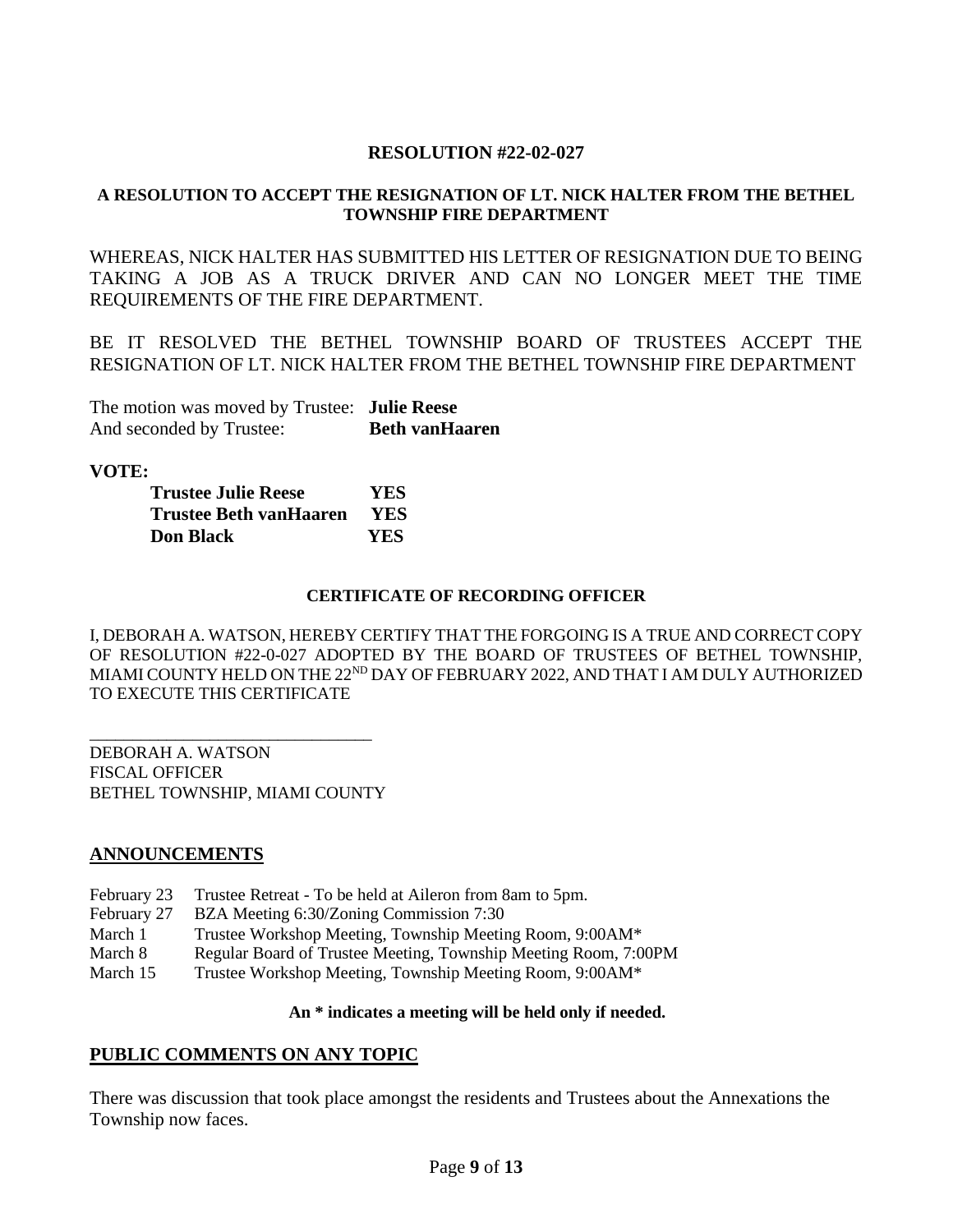**RESOLUTION #22-02-027**

**A RESOLUTION TO ACCEPT THE RESIGNATION OF LT. NICK HALTER FROM THE BETHEL TOWNSHIP FIRE DEPARTMENT**

WHEREAS, NICK HALTER HAS SUBMITTED HIS LETTER OF RESIGNATION DUE TO BEING TAKING A JOB AS A TRUCK DRIVER AND CAN NO LONGER MEET THE TIME REQUIREMENTS OF THE FIRE DEPARTMENT.

BE IT RESOLVED THE BETHEL TOWNSHIP BOARD OF TRUSTEES ACCEPT THE RESIGNATION OF LT. NICK HALTER FROM THE BETHEL TOWNSHIP FIRE DEPARTMENT

The motion was moved by Trustee: **Julie Reese**
And seconded by Trustee: **Beth vanHaaren**

**VOTE:**

| | |
|---|---|
| **Trustee Julie Reese** | **YES** |
| **Trustee Beth vanHaaren** | **YES** |
| **Don Black** | **YES** |

**CERTIFICATE OF RECORDING OFFICER**

I, DEBORAH A. WATSON, HEREBY CERTIFY THAT THE FORGOING IS A TRUE AND CORRECT COPY OF RESOLUTION #22-0-027 ADOPTED BY THE BOARD OF TRUSTEES OF BETHEL TOWNSHIP, MIAMI COUNTY HELD ON THE 22ND DAY OF FEBRUARY 2022, AND THAT I AM DULY AUTHORIZED TO EXECUTE THIS CERTIFICATE

\_\_\_\_\_\_\_\_\_\_\_\_\_\_\_\_\_\_\_\_\_\_\_\_\_\_\_\_\_\_\_\_\_\_

DEBORAH A. WATSON
FISCAL OFFICER
BETHEL TOWNSHIP, MIAMI COUNTY

## ANNOUNCEMENTS

| | |
|---|---|
| February 23 | Trustee Retreat - To be held at Aileron from 8am to 5pm. |
| February 27 | BZA Meeting 6:30/Zoning Commission 7:30 |
| March 1 | Trustee Workshop Meeting, Township Meeting Room, 9:00AM* |
| March 8 | Regular Board of Trustee Meeting, Township Meeting Room, 7:00PM |
| March 15 | Trustee Workshop Meeting, Township Meeting Room, 9:00AM* |

**An * indicates a meeting will be held only if needed.**

## PUBLIC COMMENTS ON ANY TOPIC

There was discussion that took place amongst the residents and Trustees about the Annexations the Township now faces.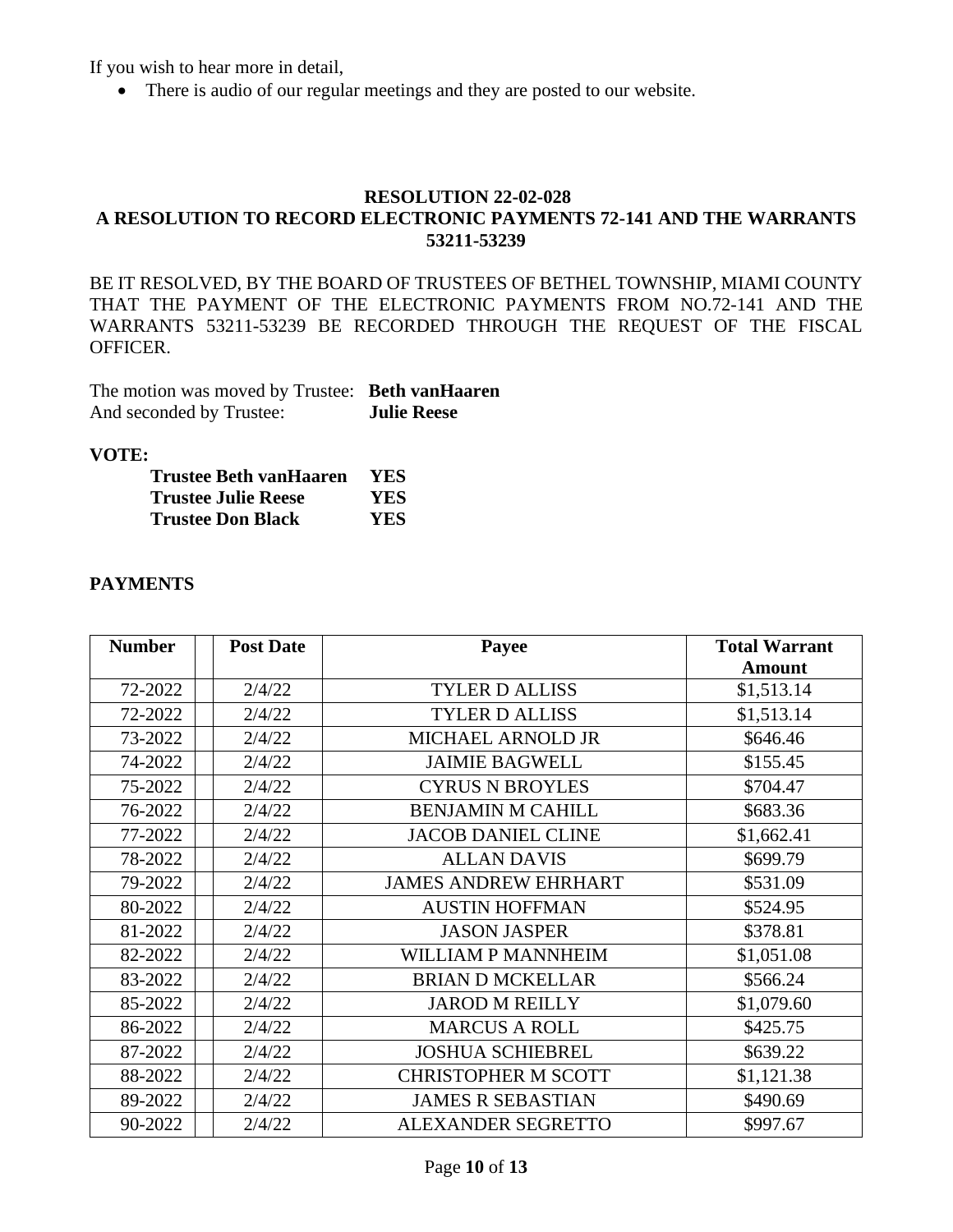If you wish to hear more in detail,

- There is audio of our regular meetings and they are posted to our website.

**RESOLUTION 22-02-028**
**A RESOLUTION TO RECORD ELECTRONIC PAYMENTS 72-141 AND THE WARRANTS 53211-53239**

BE IT RESOLVED, BY THE BOARD OF TRUSTEES OF BETHEL TOWNSHIP, MIAMI COUNTY THAT THE PAYMENT OF THE ELECTRONIC PAYMENTS FROM NO.72-141 AND THE WARRANTS 53211-53239 BE RECORDED THROUGH THE REQUEST OF THE FISCAL OFFICER.

The motion was moved by Trustee: **Beth vanHaaren**
And seconded by Trustee: **Julie Reese**

**VOTE:**

**Trustee Beth vanHaaren YES**
**Trustee Julie Reese YES**
**Trustee Don Black YES**

**PAYMENTS**

| Number | | Post Date | Payee | Total Warrant Amount |
|---|---|---|---|---|
| 72-2022 | | 2/4/22 | TYLER D ALLISS | $1,513.14 |
| 72-2022 | | 2/4/22 | TYLER D ALLISS | $1,513.14 |
| 73-2022 | | 2/4/22 | MICHAEL ARNOLD JR | $646.46 |
| 74-2022 | | 2/4/22 | JAIMIE BAGWELL | $155.45 |
| 75-2022 | | 2/4/22 | CYRUS N BROYLES | $704.47 |
| 76-2022 | | 2/4/22 | BENJAMIN M CAHILL | $683.36 |
| 77-2022 | | 2/4/22 | JACOB DANIEL CLINE | $1,662.41 |
| 78-2022 | | 2/4/22 | ALLAN DAVIS | $699.79 |
| 79-2022 | | 2/4/22 | JAMES ANDREW EHRHART | $531.09 |
| 80-2022 | | 2/4/22 | AUSTIN HOFFMAN | $524.95 |
| 81-2022 | | 2/4/22 | JASON JASPER | $378.81 |
| 82-2022 | | 2/4/22 | WILLIAM P MANNHEIM | $1,051.08 |
| 83-2022 | | 2/4/22 | BRIAN D MCKELLAR | $566.24 |
| 85-2022 | | 2/4/22 | JAROD M REILLY | $1,079.60 |
| 86-2022 | | 2/4/22 | MARCUS A ROLL | $425.75 |
| 87-2022 | | 2/4/22 | JOSHUA SCHIEBREL | $639.22 |
| 88-2022 | | 2/4/22 | CHRISTOPHER M SCOTT | $1,121.38 |
| 89-2022 | | 2/4/22 | JAMES R SEBASTIAN | $490.69 |
| 90-2022 | | 2/4/22 | ALEXANDER SEGRETTO | $997.67 |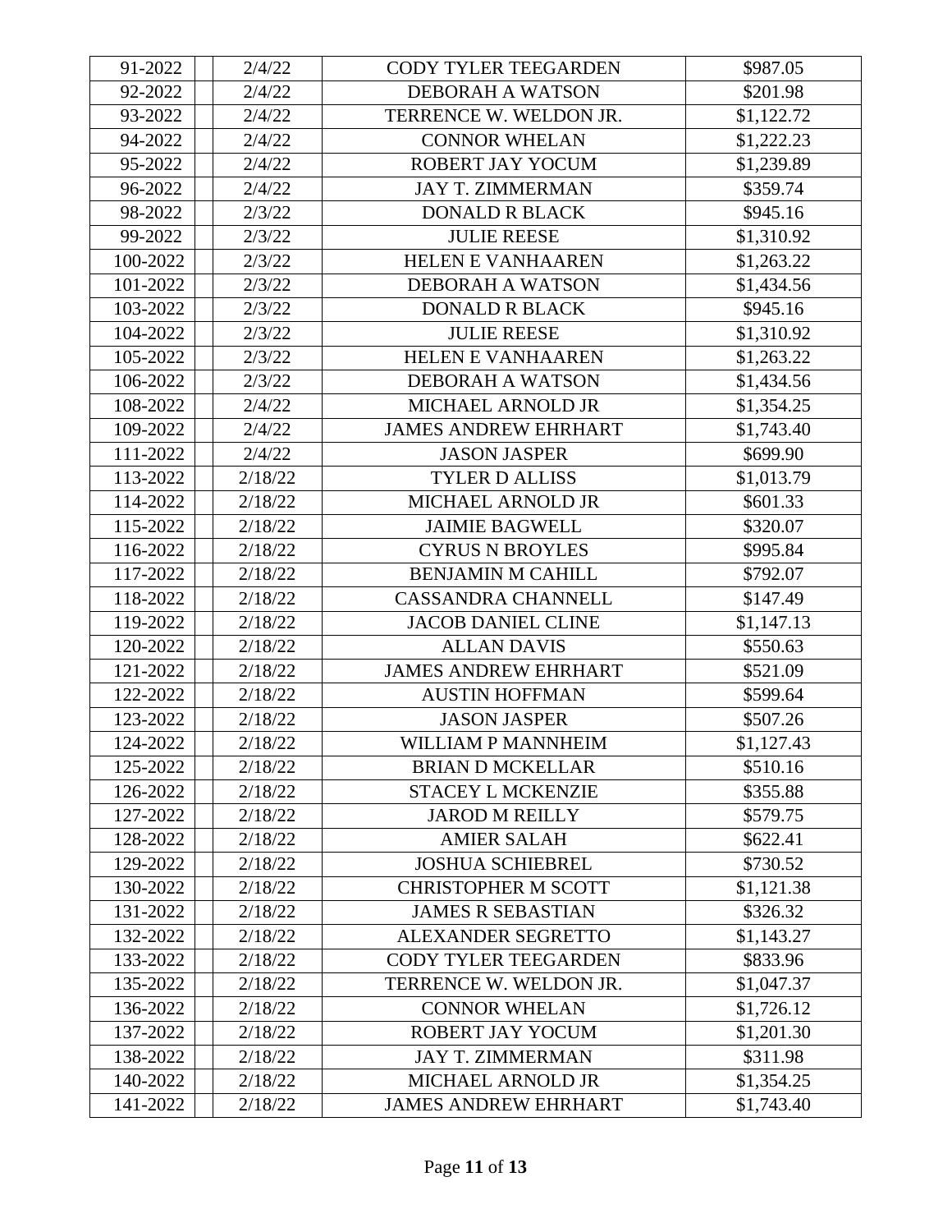| | | | | |
|---|---|---|---|---|
| 91-2022 | | 2/4/22 | CODY TYLER TEEGARDEN | $987.05 |
| 92-2022 | | 2/4/22 | DEBORAH A WATSON | $201.98 |
| 93-2022 | | 2/4/22 | TERRENCE W. WELDON JR. | $1,122.72 |
| 94-2022 | | 2/4/22 | CONNOR WHELAN | $1,222.23 |
| 95-2022 | | 2/4/22 | ROBERT JAY YOCUM | $1,239.89 |
| 96-2022 | | 2/4/22 | JAY T. ZIMMERMAN | $359.74 |
| 98-2022 | | 2/3/22 | DONALD R BLACK | $945.16 |
| 99-2022 | | 2/3/22 | JULIE REESE | $1,310.92 |
| 100-2022 | | 2/3/22 | HELEN E VANHAAREN | $1,263.22 |
| 101-2022 | | 2/3/22 | DEBORAH A WATSON | $1,434.56 |
| 103-2022 | | 2/3/22 | DONALD R BLACK | $945.16 |
| 104-2022 | | 2/3/22 | JULIE REESE | $1,310.92 |
| 105-2022 | | 2/3/22 | HELEN E VANHAAREN | $1,263.22 |
| 106-2022 | | 2/3/22 | DEBORAH A WATSON | $1,434.56 |
| 108-2022 | | 2/4/22 | MICHAEL ARNOLD JR | $1,354.25 |
| 109-2022 | | 2/4/22 | JAMES ANDREW EHRHART | $1,743.40 |
| 111-2022 | | 2/4/22 | JASON JASPER | $699.90 |
| 113-2022 | | 2/18/22 | TYLER D ALLISS | $1,013.79 |
| 114-2022 | | 2/18/22 | MICHAEL ARNOLD JR | $601.33 |
| 115-2022 | | 2/18/22 | JAIMIE BAGWELL | $320.07 |
| 116-2022 | | 2/18/22 | CYRUS N BROYLES | $995.84 |
| 117-2022 | | 2/18/22 | BENJAMIN M CAHILL | $792.07 |
| 118-2022 | | 2/18/22 | CASSANDRA CHANNELL | $147.49 |
| 119-2022 | | 2/18/22 | JACOB DANIEL CLINE | $1,147.13 |
| 120-2022 | | 2/18/22 | ALLAN DAVIS | $550.63 |
| 121-2022 | | 2/18/22 | JAMES ANDREW EHRHART | $521.09 |
| 122-2022 | | 2/18/22 | AUSTIN HOFFMAN | $599.64 |
| 123-2022 | | 2/18/22 | JASON JASPER | $507.26 |
| 124-2022 | | 2/18/22 | WILLIAM P MANNHEIM | $1,127.43 |
| 125-2022 | | 2/18/22 | BRIAN D MCKELLAR | $510.16 |
| 126-2022 | | 2/18/22 | STACEY L MCKENZIE | $355.88 |
| 127-2022 | | 2/18/22 | JAROD M REILLY | $579.75 |
| 128-2022 | | 2/18/22 | AMIER SALAH | $622.41 |
| 129-2022 | | 2/18/22 | JOSHUA SCHIEBREL | $730.52 |
| 130-2022 | | 2/18/22 | CHRISTOPHER M SCOTT | $1,121.38 |
| 131-2022 | | 2/18/22 | JAMES R SEBASTIAN | $326.32 |
| 132-2022 | | 2/18/22 | ALEXANDER SEGRETTO | $1,143.27 |
| 133-2022 | | 2/18/22 | CODY TYLER TEEGARDEN | $833.96 |
| 135-2022 | | 2/18/22 | TERRENCE W. WELDON JR. | $1,047.37 |
| 136-2022 | | 2/18/22 | CONNOR WHELAN | $1,726.12 |
| 137-2022 | | 2/18/22 | ROBERT JAY YOCUM | $1,201.30 |
| 138-2022 | | 2/18/22 | JAY T. ZIMMERMAN | $311.98 |
| 140-2022 | | 2/18/22 | MICHAEL ARNOLD JR | $1,354.25 |
| 141-2022 | | 2/18/22 | JAMES ANDREW EHRHART | $1,743.40 |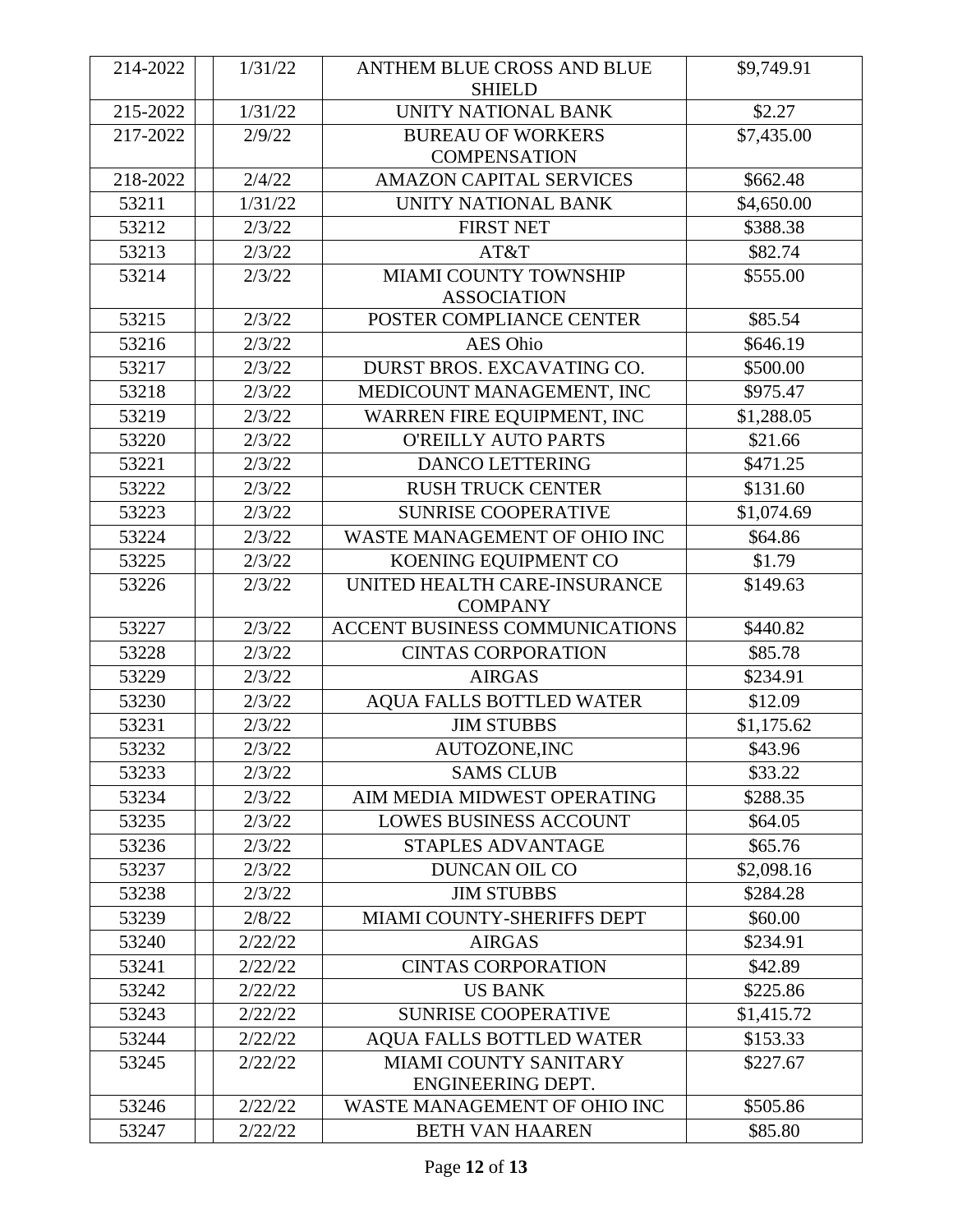| 214-2022 | | 1/31/22 | ANTHEM BLUE CROSS AND BLUE SHIELD | $9,749.91 |
|---|---|---|---|---|
| 215-2022 | | 1/31/22 | UNITY NATIONAL BANK | $2.27 |
| 217-2022 | | 2/9/22 | BUREAU OF WORKERS COMPENSATION | $7,435.00 |
| 218-2022 | | 2/4/22 | AMAZON CAPITAL SERVICES | $662.48 |
| 53211 | | 1/31/22 | UNITY NATIONAL BANK | $4,650.00 |
| 53212 | | 2/3/22 | FIRST NET | $388.38 |
| 53213 | | 2/3/22 | AT&T | $82.74 |
| 53214 | | 2/3/22 | MIAMI COUNTY TOWNSHIP ASSOCIATION | $555.00 |
| 53215 | | 2/3/22 | POSTER COMPLIANCE CENTER | $85.54 |
| 53216 | | 2/3/22 | AES Ohio | $646.19 |
| 53217 | | 2/3/22 | DURST BROS. EXCAVATING CO. | $500.00 |
| 53218 | | 2/3/22 | MEDICOUNT MANAGEMENT, INC | $975.47 |
| 53219 | | 2/3/22 | WARREN FIRE EQUIPMENT, INC | $1,288.05 |
| 53220 | | 2/3/22 | O'REILLY AUTO PARTS | $21.66 |
| 53221 | | 2/3/22 | DANCO LETTERING | $471.25 |
| 53222 | | 2/3/22 | RUSH TRUCK CENTER | $131.60 |
| 53223 | | 2/3/22 | SUNRISE COOPERATIVE | $1,074.69 |
| 53224 | | 2/3/22 | WASTE MANAGEMENT OF OHIO INC | $64.86 |
| 53225 | | 2/3/22 | KOENING EQUIPMENT CO | $1.79 |
| 53226 | | 2/3/22 | UNITED HEALTH CARE-INSURANCE COMPANY | $149.63 |
| 53227 | | 2/3/22 | ACCENT BUSINESS COMMUNICATIONS | $440.82 |
| 53228 | | 2/3/22 | CINTAS CORPORATION | $85.78 |
| 53229 | | 2/3/22 | AIRGAS | $234.91 |
| 53230 | | 2/3/22 | AQUA FALLS BOTTLED WATER | $12.09 |
| 53231 | | 2/3/22 | JIM STUBBS | $1,175.62 |
| 53232 | | 2/3/22 | AUTOZONE,INC | $43.96 |
| 53233 | | 2/3/22 | SAMS CLUB | $33.22 |
| 53234 | | 2/3/22 | AIM MEDIA MIDWEST OPERATING | $288.35 |
| 53235 | | 2/3/22 | LOWES BUSINESS ACCOUNT | $64.05 |
| 53236 | | 2/3/22 | STAPLES ADVANTAGE | $65.76 |
| 53237 | | 2/3/22 | DUNCAN OIL CO | $2,098.16 |
| 53238 | | 2/3/22 | JIM STUBBS | $284.28 |
| 53239 | | 2/8/22 | MIAMI COUNTY-SHERIFFS DEPT | $60.00 |
| 53240 | | 2/22/22 | AIRGAS | $234.91 |
| 53241 | | 2/22/22 | CINTAS CORPORATION | $42.89 |
| 53242 | | 2/22/22 | US BANK | $225.86 |
| 53243 | | 2/22/22 | SUNRISE COOPERATIVE | $1,415.72 |
| 53244 | | 2/22/22 | AQUA FALLS BOTTLED WATER | $153.33 |
| 53245 | | 2/22/22 | MIAMI COUNTY SANITARY ENGINEERING DEPT. | $227.67 |
| 53246 | | 2/22/22 | WASTE MANAGEMENT OF OHIO INC | $505.86 |
| 53247 | | 2/22/22 | BETH VAN HAAREN | $85.80 |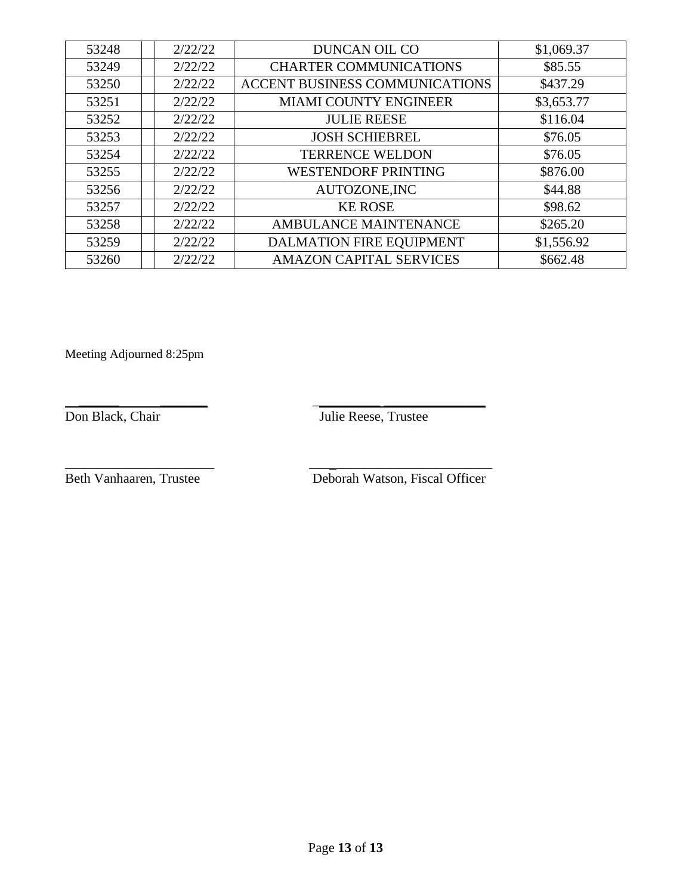| | | | | |
|---|---|---|---|---|
| 53248 | | 2/22/22 | DUNCAN OIL CO | $1,069.37 |
| 53249 | | 2/22/22 | CHARTER COMMUNICATIONS | $85.55 |
| 53250 | | 2/22/22 | ACCENT BUSINESS COMMUNICATIONS | $437.29 |
| 53251 | | 2/22/22 | MIAMI COUNTY ENGINEER | $3,653.77 |
| 53252 | | 2/22/22 | JULIE REESE | $116.04 |
| 53253 | | 2/22/22 | JOSH SCHIEBREL | $76.05 |
| 53254 | | 2/22/22 | TERRENCE WELDON | $76.05 |
| 53255 | | 2/22/22 | WESTENDORF PRINTING | $876.00 |
| 53256 | | 2/22/22 | AUTOZONE,INC | $44.88 |
| 53257 | | 2/22/22 | KE ROSE | $98.62 |
| 53258 | | 2/22/22 | AMBULANCE MAINTENANCE | $265.20 |
| 53259 | | 2/22/22 | DALMATION FIRE EQUIPMENT | $1,556.92 |
| 53260 | | 2/22/22 | AMAZON CAPITAL SERVICES | $662.48 |

Meeting Adjourned 8:25pm

______________________ ______________________
Don Black, Chair Julie Reese, Trustee

______________________ ______________________
Beth Vanhaaren, Trustee Deborah Watson, Fiscal Officer